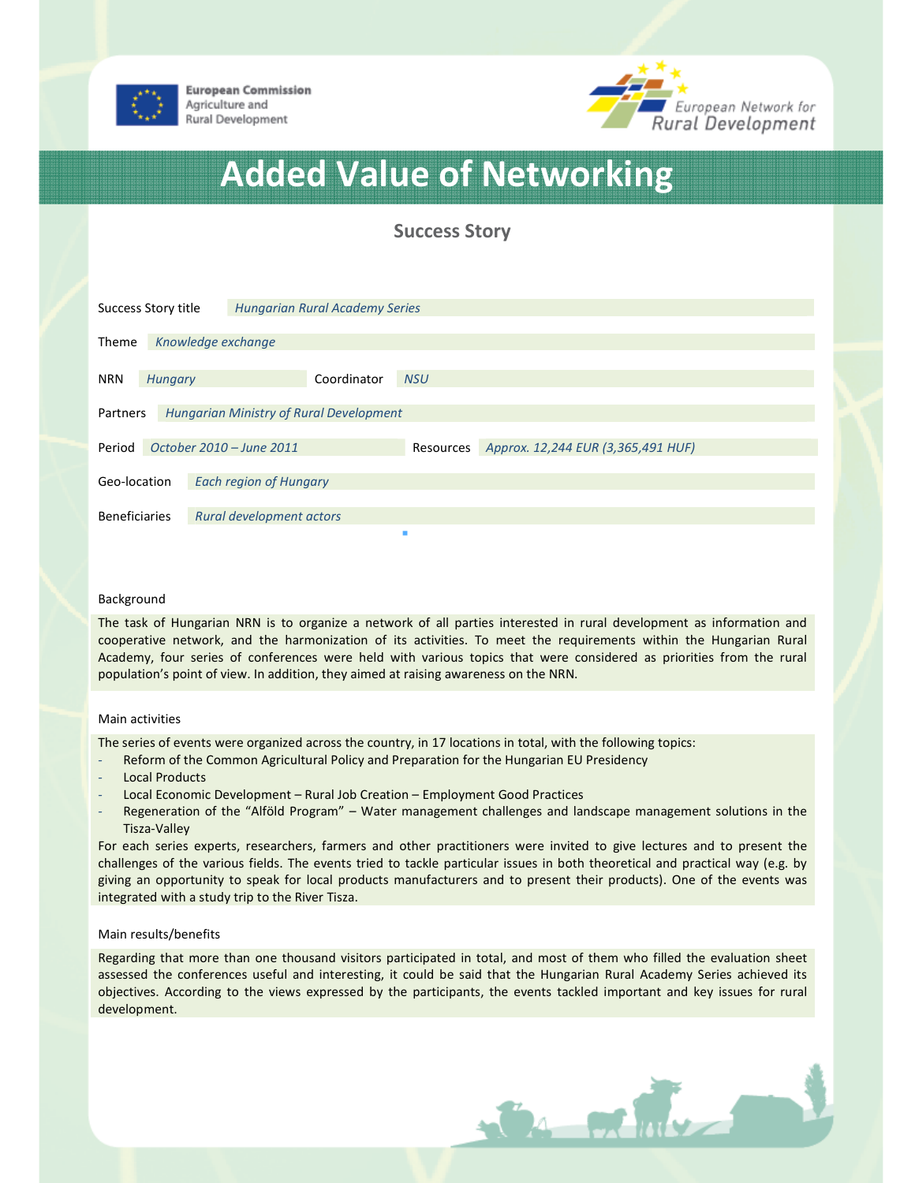European Commission
Agriculture and
Rural Development

European Network for
Rural Development

# Added Value of Networking

## Success Story

| | |
|---|---|
| Success Story title | *Hungarian Rural Academy Series* |
| Theme | *Knowledge exchange* |
| NRN | *Hungary* |
| Coordinator | *NSU* |
| Partners | *Hungarian Ministry of Rural Development* |
| Period | *October 2010 – June 2011* |
| Resources | *Approx. 12,244 EUR (3,365,491 HUF)* |
| Geo-location | *Each region of Hungary* |
| Beneficiaries | *Rural development actors* |

### Background

The task of Hungarian NRN is to organize a network of all parties interested in rural development as information and cooperative network, and the harmonization of its activities. To meet the requirements within the Hungarian Rural Academy, four series of conferences were held with various topics that were considered as priorities from the rural population's point of view. In addition, they aimed at raising awareness on the NRN.

### Main activities

The series of events were organized across the country, in 17 locations in total, with the following topics:

- Reform of the Common Agricultural Policy and Preparation for the Hungarian EU Presidency
- Local Products
- Local Economic Development – Rural Job Creation – Employment Good Practices
- Regeneration of the "Alföld Program" – Water management challenges and landscape management solutions in the Tisza-Valley

For each series experts, researchers, farmers and other practitioners were invited to give lectures and to present the challenges of the various fields. The events tried to tackle particular issues in both theoretical and practical way (e.g. by giving an opportunity to speak for local products manufacturers and to present their products). One of the events was integrated with a study trip to the River Tisza.

### Main results/benefits

Regarding that more than one thousand visitors participated in total, and most of them who filled the evaluation sheet assessed the conferences useful and interesting, it could be said that the Hungarian Rural Academy Series achieved its objectives. According to the views expressed by the participants, the events tackled important and key issues for rural development.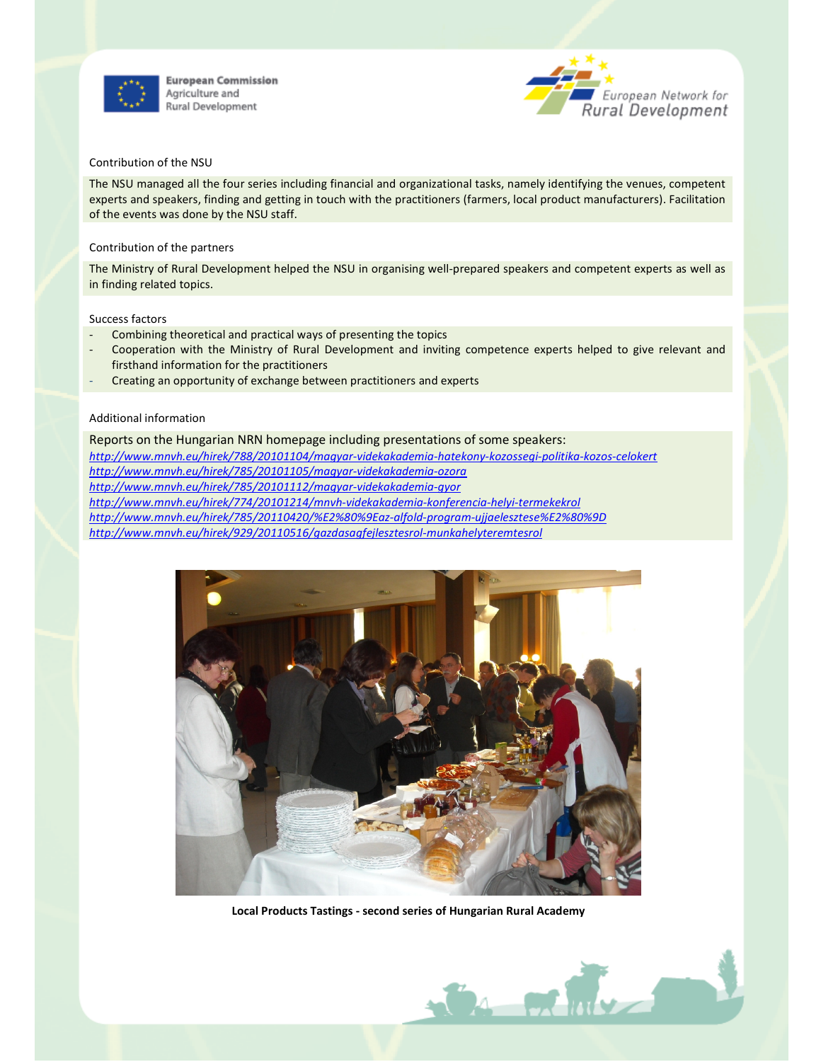Contribution of the NSU

The NSU managed all the four series including financial and organizational tasks, namely identifying the venues, competent experts and speakers, finding and getting in touch with the practitioners (farmers, local product manufacturers). Facilitation of the events was done by the NSU staff.

Contribution of the partners

The Ministry of Rural Development helped the NSU in organising well-prepared speakers and competent experts as well as in finding related topics.

Success factors

- Combining theoretical and practical ways of presenting the topics
- Cooperation with the Ministry of Rural Development and inviting competence experts helped to give relevant and firsthand information for the practitioners
- Creating an opportunity of exchange between practitioners and experts

Additional information

Reports on the Hungarian NRN homepage including presentations of some speakers:
*http://www.mnvh.eu/hirek/788/20101104/magyar-videkakademia-hatekony-kozossegi-politika-kozos-celokert*
*http://www.mnvh.eu/hirek/785/20101105/magyar-videkakademia-ozora*
*http://www.mnvh.eu/hirek/785/20101112/magyar-videkakademia-gyor*
*http://www.mnvh.eu/hirek/774/20101214/mnvh-videkakademia-konferencia-helyi-termekekrol*
*http://www.mnvh.eu/hirek/785/20110420/%E2%80%9Eaz-alfold-program-ujjaelesztese%E2%80%9D*
*http://www.mnvh.eu/hirek/929/20110516/gazdasagfejlesztesrol-munkahelyteremtesrol*

**Local Products Tastings - second series of Hungarian Rural Academy**